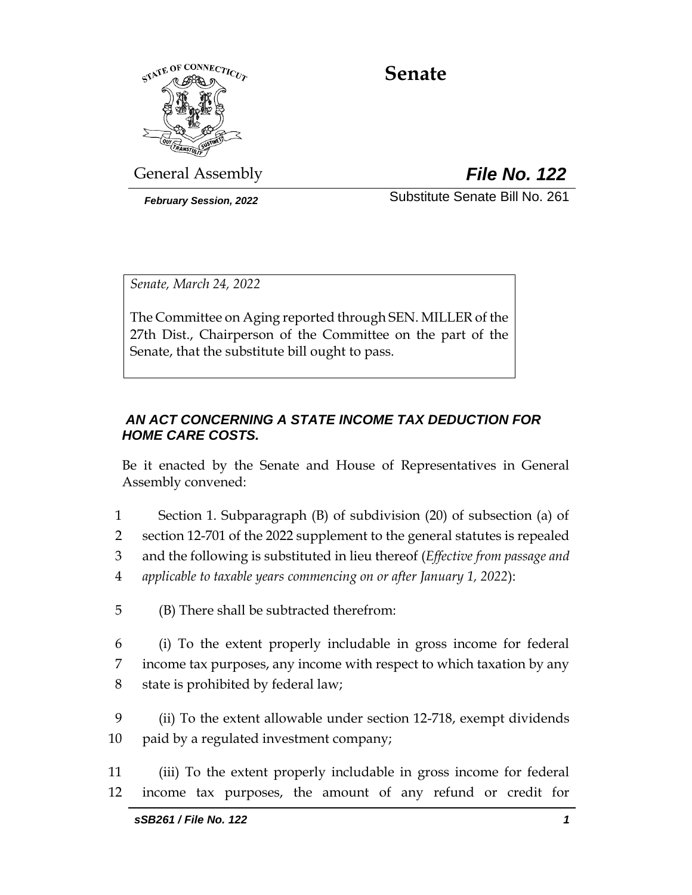# Senate

General Assembly

***File No. 122***

*February Session, 2022*

Substitute Senate Bill No. 261

*Senate, March 24, 2022*

The Committee on Aging reported through SEN. MILLER of the 27th Dist., Chairperson of the Committee on the part of the Senate, that the substitute bill ought to pass.

***AN ACT CONCERNING A STATE INCOME TAX DEDUCTION FOR HOME CARE COSTS.***

Be it enacted by the Senate and House of Representatives in General Assembly convened:

1 Section 1. Subparagraph (B) of subdivision (20) of subsection (a) of
2 section 12-701 of the 2022 supplement to the general statutes is repealed
3 and the following is substituted in lieu thereof (*Effective from passage and*
4 *applicable to taxable years commencing on or after January 1, 2022*):

5 (B) There shall be subtracted therefrom:

6 (i) To the extent properly includable in gross income for federal
7 income tax purposes, any income with respect to which taxation by any
8 state is prohibited by federal law;

9 (ii) To the extent allowable under section 12-718, exempt dividends
10 paid by a regulated investment company;

11 (iii) To the extent properly includable in gross income for federal
12 income tax purposes, the amount of any refund or credit for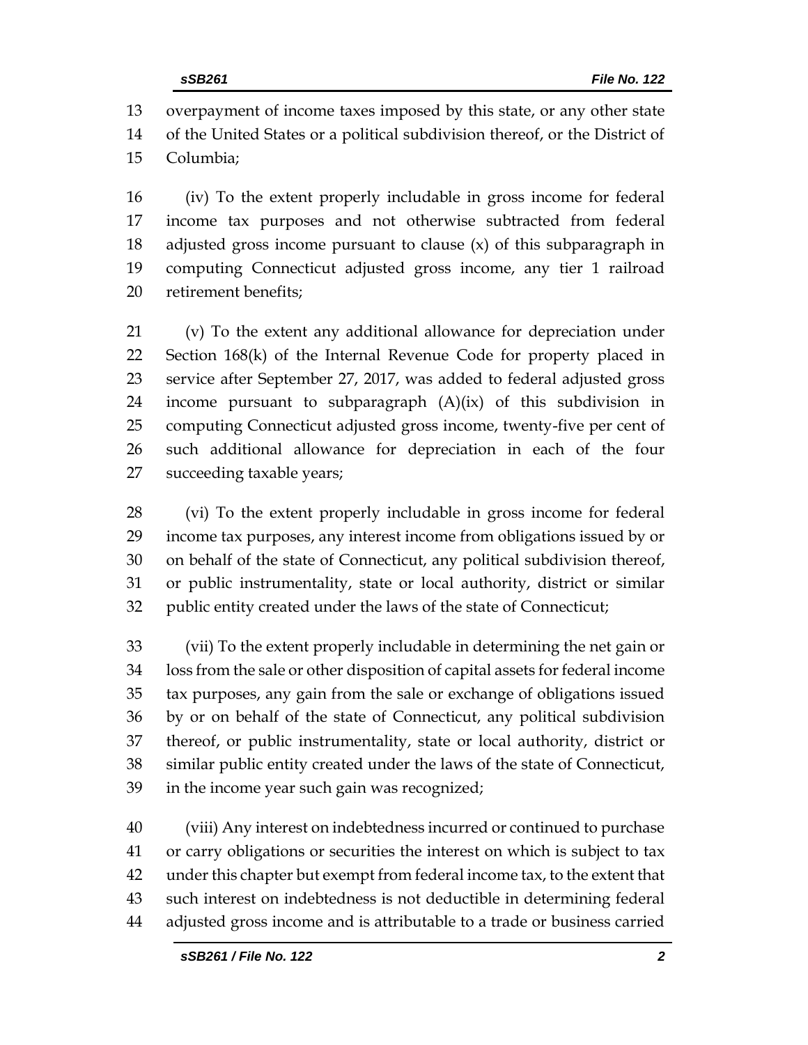overpayment of income taxes imposed by this state, or any other state of the United States or a political subdivision thereof, or the District of Columbia;

(iv) To the extent properly includable in gross income for federal income tax purposes and not otherwise subtracted from federal adjusted gross income pursuant to clause (x) of this subparagraph in computing Connecticut adjusted gross income, any tier 1 railroad retirement benefits;

(v) To the extent any additional allowance for depreciation under Section 168(k) of the Internal Revenue Code for property placed in service after September 27, 2017, was added to federal adjusted gross income pursuant to subparagraph (A)(ix) of this subdivision in computing Connecticut adjusted gross income, twenty-five per cent of such additional allowance for depreciation in each of the four succeeding taxable years;

(vi) To the extent properly includable in gross income for federal income tax purposes, any interest income from obligations issued by or on behalf of the state of Connecticut, any political subdivision thereof, or public instrumentality, state or local authority, district or similar public entity created under the laws of the state of Connecticut;

(vii) To the extent properly includable in determining the net gain or loss from the sale or other disposition of capital assets for federal income tax purposes, any gain from the sale or exchange of obligations issued by or on behalf of the state of Connecticut, any political subdivision thereof, or public instrumentality, state or local authority, district or similar public entity created under the laws of the state of Connecticut, in the income year such gain was recognized;

(viii) Any interest on indebtedness incurred or continued to purchase or carry obligations or securities the interest on which is subject to tax under this chapter but exempt from federal income tax, to the extent that such interest on indebtedness is not deductible in determining federal adjusted gross income and is attributable to a trade or business carried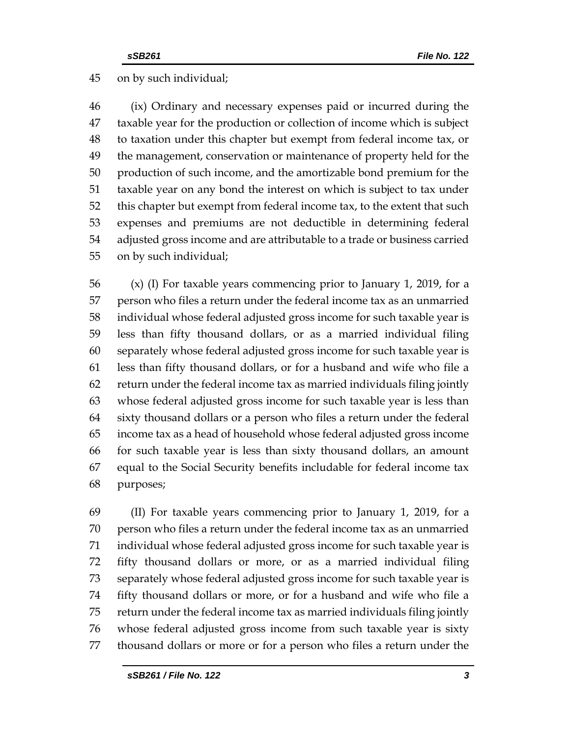on by such individual;

(ix) Ordinary and necessary expenses paid or incurred during the taxable year for the production or collection of income which is subject to taxation under this chapter but exempt from federal income tax, or the management, conservation or maintenance of property held for the production of such income, and the amortizable bond premium for the taxable year on any bond the interest on which is subject to tax under this chapter but exempt from federal income tax, to the extent that such expenses and premiums are not deductible in determining federal adjusted gross income and are attributable to a trade or business carried on by such individual;

(x) (I) For taxable years commencing prior to January 1, 2019, for a person who files a return under the federal income tax as an unmarried individual whose federal adjusted gross income for such taxable year is less than fifty thousand dollars, or as a married individual filing separately whose federal adjusted gross income for such taxable year is less than fifty thousand dollars, or for a husband and wife who file a return under the federal income tax as married individuals filing jointly whose federal adjusted gross income for such taxable year is less than sixty thousand dollars or a person who files a return under the federal income tax as a head of household whose federal adjusted gross income for such taxable year is less than sixty thousand dollars, an amount equal to the Social Security benefits includable for federal income tax purposes;

(II) For taxable years commencing prior to January 1, 2019, for a person who files a return under the federal income tax as an unmarried individual whose federal adjusted gross income for such taxable year is fifty thousand dollars or more, or as a married individual filing separately whose federal adjusted gross income for such taxable year is fifty thousand dollars or more, or for a husband and wife who file a return under the federal income tax as married individuals filing jointly whose federal adjusted gross income from such taxable year is sixty thousand dollars or more or for a person who files a return under the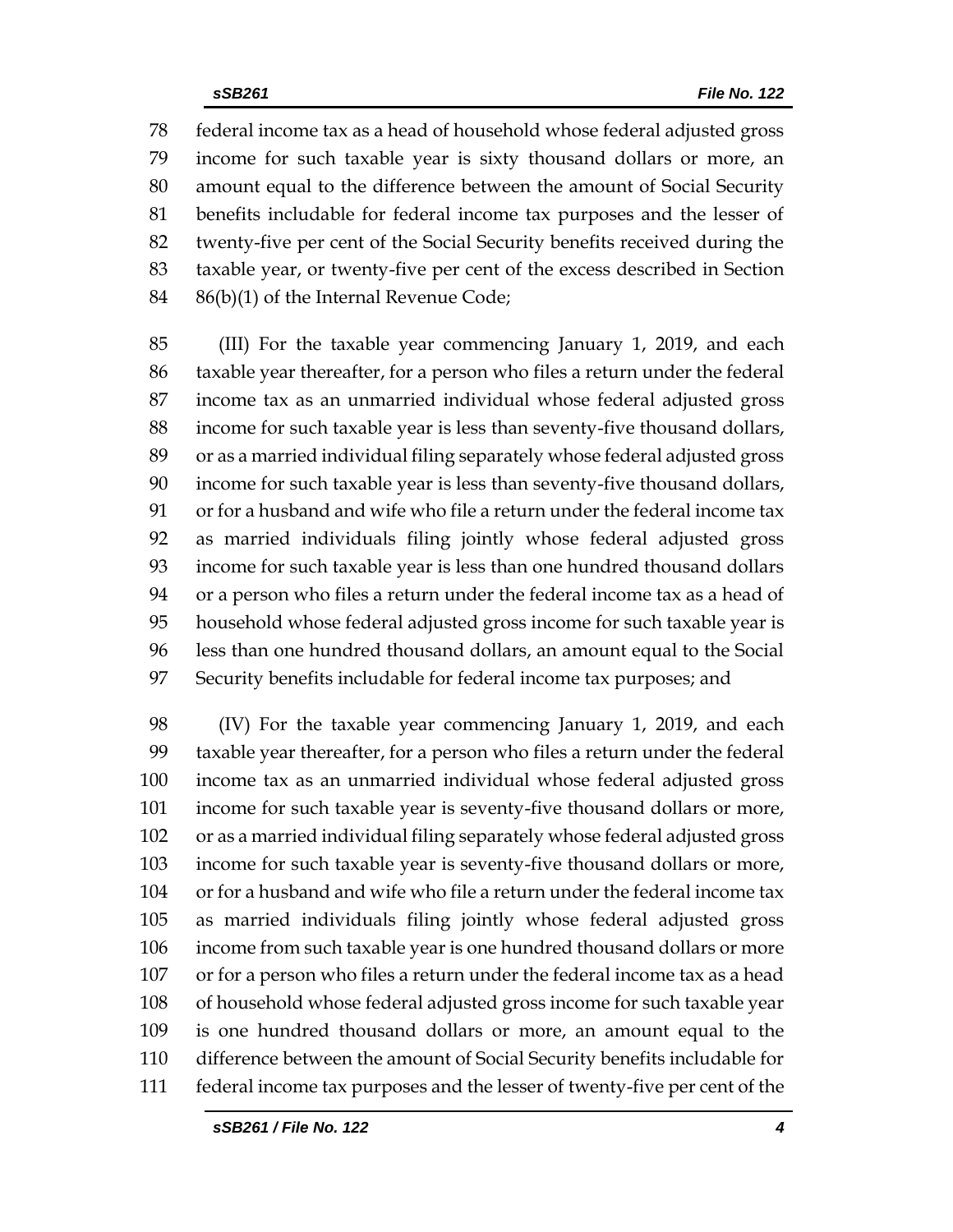federal income tax as a head of household whose federal adjusted gross income for such taxable year is sixty thousand dollars or more, an amount equal to the difference between the amount of Social Security benefits includable for federal income tax purposes and the lesser of twenty-five per cent of the Social Security benefits received during the taxable year, or twenty-five per cent of the excess described in Section 86(b)(1) of the Internal Revenue Code;

(III) For the taxable year commencing January 1, 2019, and each taxable year thereafter, for a person who files a return under the federal income tax as an unmarried individual whose federal adjusted gross income for such taxable year is less than seventy-five thousand dollars, or as a married individual filing separately whose federal adjusted gross income for such taxable year is less than seventy-five thousand dollars, or for a husband and wife who file a return under the federal income tax as married individuals filing jointly whose federal adjusted gross income for such taxable year is less than one hundred thousand dollars or a person who files a return under the federal income tax as a head of household whose federal adjusted gross income for such taxable year is less than one hundred thousand dollars, an amount equal to the Social Security benefits includable for federal income tax purposes; and

(IV) For the taxable year commencing January 1, 2019, and each taxable year thereafter, for a person who files a return under the federal income tax as an unmarried individual whose federal adjusted gross income for such taxable year is seventy-five thousand dollars or more, or as a married individual filing separately whose federal adjusted gross income for such taxable year is seventy-five thousand dollars or more, or for a husband and wife who file a return under the federal income tax as married individuals filing jointly whose federal adjusted gross income from such taxable year is one hundred thousand dollars or more or for a person who files a return under the federal income tax as a head of household whose federal adjusted gross income for such taxable year is one hundred thousand dollars or more, an amount equal to the difference between the amount of Social Security benefits includable for federal income tax purposes and the lesser of twenty-five per cent of the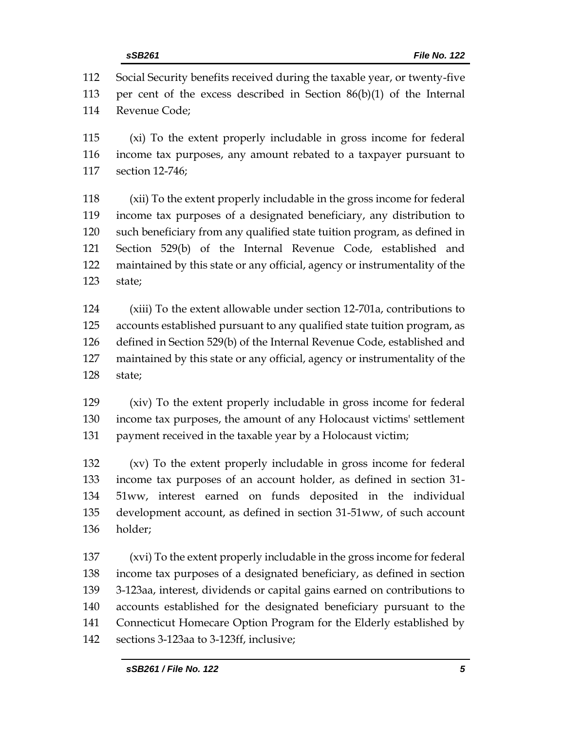Social Security benefits received during the taxable year, or twenty-five per cent of the excess described in Section 86(b)(1) of the Internal Revenue Code;

(xi) To the extent properly includable in gross income for federal income tax purposes, any amount rebated to a taxpayer pursuant to section 12-746;

(xii) To the extent properly includable in the gross income for federal income tax purposes of a designated beneficiary, any distribution to such beneficiary from any qualified state tuition program, as defined in Section 529(b) of the Internal Revenue Code, established and maintained by this state or any official, agency or instrumentality of the state;

(xiii) To the extent allowable under section 12-701a, contributions to accounts established pursuant to any qualified state tuition program, as defined in Section 529(b) of the Internal Revenue Code, established and maintained by this state or any official, agency or instrumentality of the state;

(xiv) To the extent properly includable in gross income for federal income tax purposes, the amount of any Holocaust victims' settlement payment received in the taxable year by a Holocaust victim;

(xv) To the extent properly includable in gross income for federal income tax purposes of an account holder, as defined in section 31-51ww, interest earned on funds deposited in the individual development account, as defined in section 31-51ww, of such account holder;

(xvi) To the extent properly includable in the gross income for federal income tax purposes of a designated beneficiary, as defined in section 3-123aa, interest, dividends or capital gains earned on contributions to accounts established for the designated beneficiary pursuant to the Connecticut Homecare Option Program for the Elderly established by sections 3-123aa to 3-123ff, inclusive;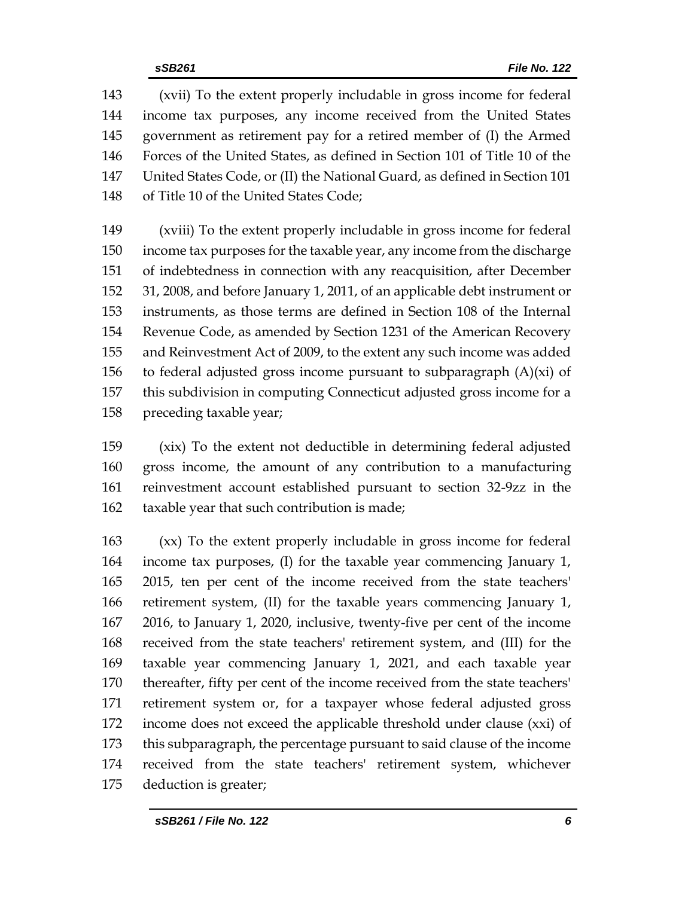(xvii) To the extent properly includable in gross income for federal income tax purposes, any income received from the United States government as retirement pay for a retired member of (I) the Armed Forces of the United States, as defined in Section 101 of Title 10 of the United States Code, or (II) the National Guard, as defined in Section 101 of Title 10 of the United States Code;

(xviii) To the extent properly includable in gross income for federal income tax purposes for the taxable year, any income from the discharge of indebtedness in connection with any reacquisition, after December 31, 2008, and before January 1, 2011, of an applicable debt instrument or instruments, as those terms are defined in Section 108 of the Internal Revenue Code, as amended by Section 1231 of the American Recovery and Reinvestment Act of 2009, to the extent any such income was added to federal adjusted gross income pursuant to subparagraph (A)(xi) of this subdivision in computing Connecticut adjusted gross income for a preceding taxable year;

(xix) To the extent not deductible in determining federal adjusted gross income, the amount of any contribution to a manufacturing reinvestment account established pursuant to section 32-9zz in the taxable year that such contribution is made;

(xx) To the extent properly includable in gross income for federal income tax purposes, (I) for the taxable year commencing January 1, 2015, ten per cent of the income received from the state teachers' retirement system, (II) for the taxable years commencing January 1, 2016, to January 1, 2020, inclusive, twenty-five per cent of the income received from the state teachers' retirement system, and (III) for the taxable year commencing January 1, 2021, and each taxable year thereafter, fifty per cent of the income received from the state teachers' retirement system or, for a taxpayer whose federal adjusted gross income does not exceed the applicable threshold under clause (xxi) of this subparagraph, the percentage pursuant to said clause of the income received from the state teachers' retirement system, whichever deduction is greater;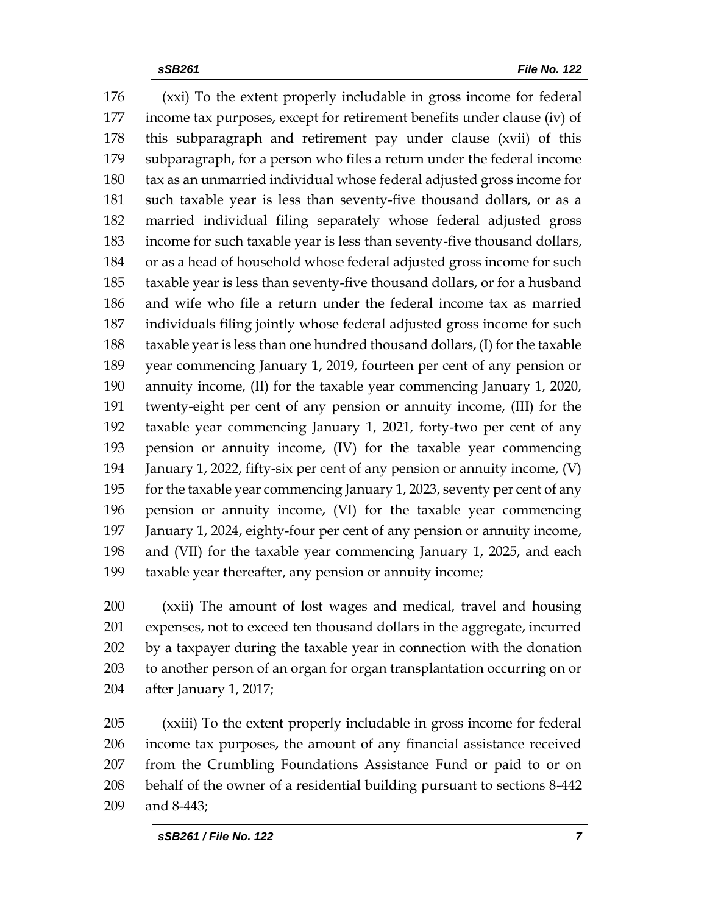(xxi) To the extent properly includable in gross income for federal income tax purposes, except for retirement benefits under clause (iv) of this subparagraph and retirement pay under clause (xvii) of this subparagraph, for a person who files a return under the federal income tax as an unmarried individual whose federal adjusted gross income for such taxable year is less than seventy-five thousand dollars, or as a married individual filing separately whose federal adjusted gross income for such taxable year is less than seventy-five thousand dollars, or as a head of household whose federal adjusted gross income for such taxable year is less than seventy-five thousand dollars, or for a husband and wife who file a return under the federal income tax as married individuals filing jointly whose federal adjusted gross income for such taxable year is less than one hundred thousand dollars, (I) for the taxable year commencing January 1, 2019, fourteen per cent of any pension or annuity income, (II) for the taxable year commencing January 1, 2020, twenty-eight per cent of any pension or annuity income, (III) for the taxable year commencing January 1, 2021, forty-two per cent of any pension or annuity income, (IV) for the taxable year commencing January 1, 2022, fifty-six per cent of any pension or annuity income, (V) for the taxable year commencing January 1, 2023, seventy per cent of any pension or annuity income, (VI) for the taxable year commencing January 1, 2024, eighty-four per cent of any pension or annuity income, and (VII) for the taxable year commencing January 1, 2025, and each taxable year thereafter, any pension or annuity income;

(xxii) The amount of lost wages and medical, travel and housing expenses, not to exceed ten thousand dollars in the aggregate, incurred by a taxpayer during the taxable year in connection with the donation to another person of an organ for organ transplantation occurring on or after January 1, 2017;

(xxiii) To the extent properly includable in gross income for federal income tax purposes, the amount of any financial assistance received from the Crumbling Foundations Assistance Fund or paid to or on behalf of the owner of a residential building pursuant to sections 8-442 and 8-443;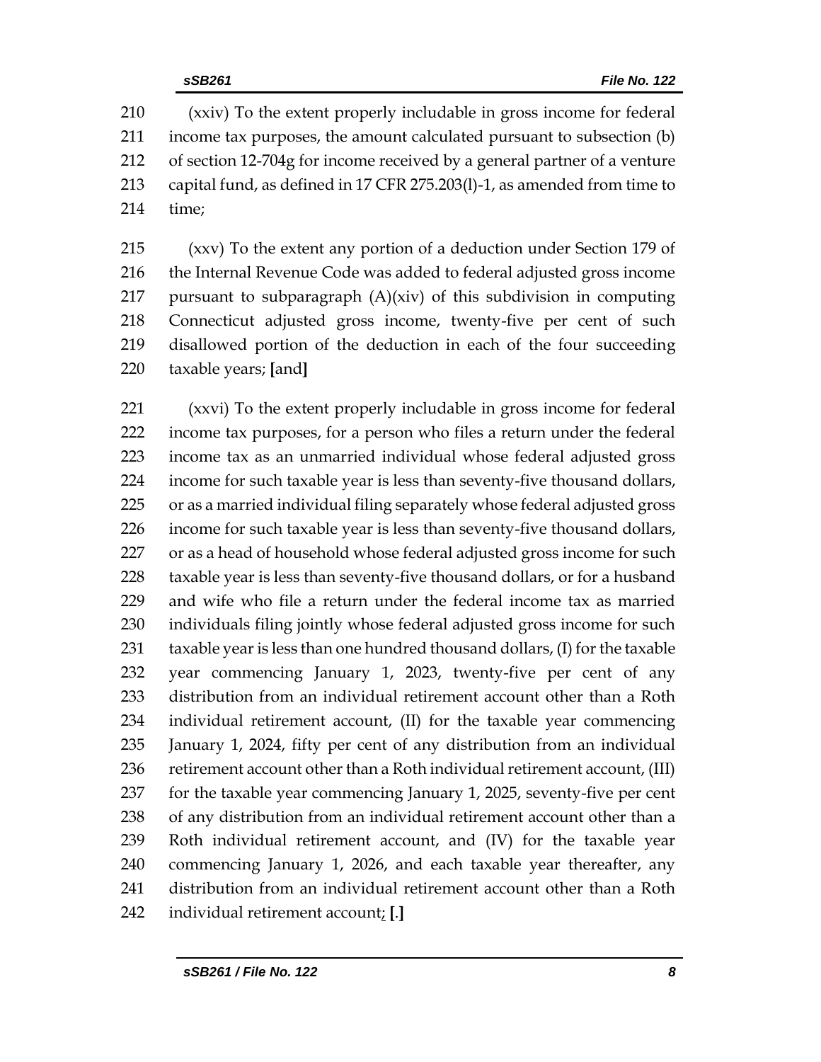210 (xxiv) To the extent properly includable in gross income for federal
211 income tax purposes, the amount calculated pursuant to subsection (b)
212 of section 12-704g for income received by a general partner of a venture
213 capital fund, as defined in 17 CFR 275.203(l)-1, as amended from time to
214 time;

215 (xxv) To the extent any portion of a deduction under Section 179 of
216 the Internal Revenue Code was added to federal adjusted gross income
217 pursuant to subparagraph (A)(xiv) of this subdivision in computing
218 Connecticut adjusted gross income, twenty-five per cent of such
219 disallowed portion of the deduction in each of the four succeeding
220 taxable years; **[**and**]**

221 (xxvi) To the extent properly includable in gross income for federal
222 income tax purposes, for a person who files a return under the federal
223 income tax as an unmarried individual whose federal adjusted gross
224 income for such taxable year is less than seventy-five thousand dollars,
225 or as a married individual filing separately whose federal adjusted gross
226 income for such taxable year is less than seventy-five thousand dollars,
227 or as a head of household whose federal adjusted gross income for such
228 taxable year is less than seventy-five thousand dollars, or for a husband
229 and wife who file a return under the federal income tax as married
230 individuals filing jointly whose federal adjusted gross income for such
231 taxable year is less than one hundred thousand dollars, (I) for the taxable
232 year commencing January 1, 2023, twenty-five per cent of any
233 distribution from an individual retirement account other than a Roth
234 individual retirement account, (II) for the taxable year commencing
235 January 1, 2024, fifty per cent of any distribution from an individual
236 retirement account other than a Roth individual retirement account, (III)
237 for the taxable year commencing January 1, 2025, seventy-five per cent
238 of any distribution from an individual retirement account other than a
239 Roth individual retirement account, and (IV) for the taxable year
240 commencing January 1, 2026, and each taxable year thereafter, any
241 distribution from an individual retirement account other than a Roth
242 individual retirement account<u>;</u> **[**.**]**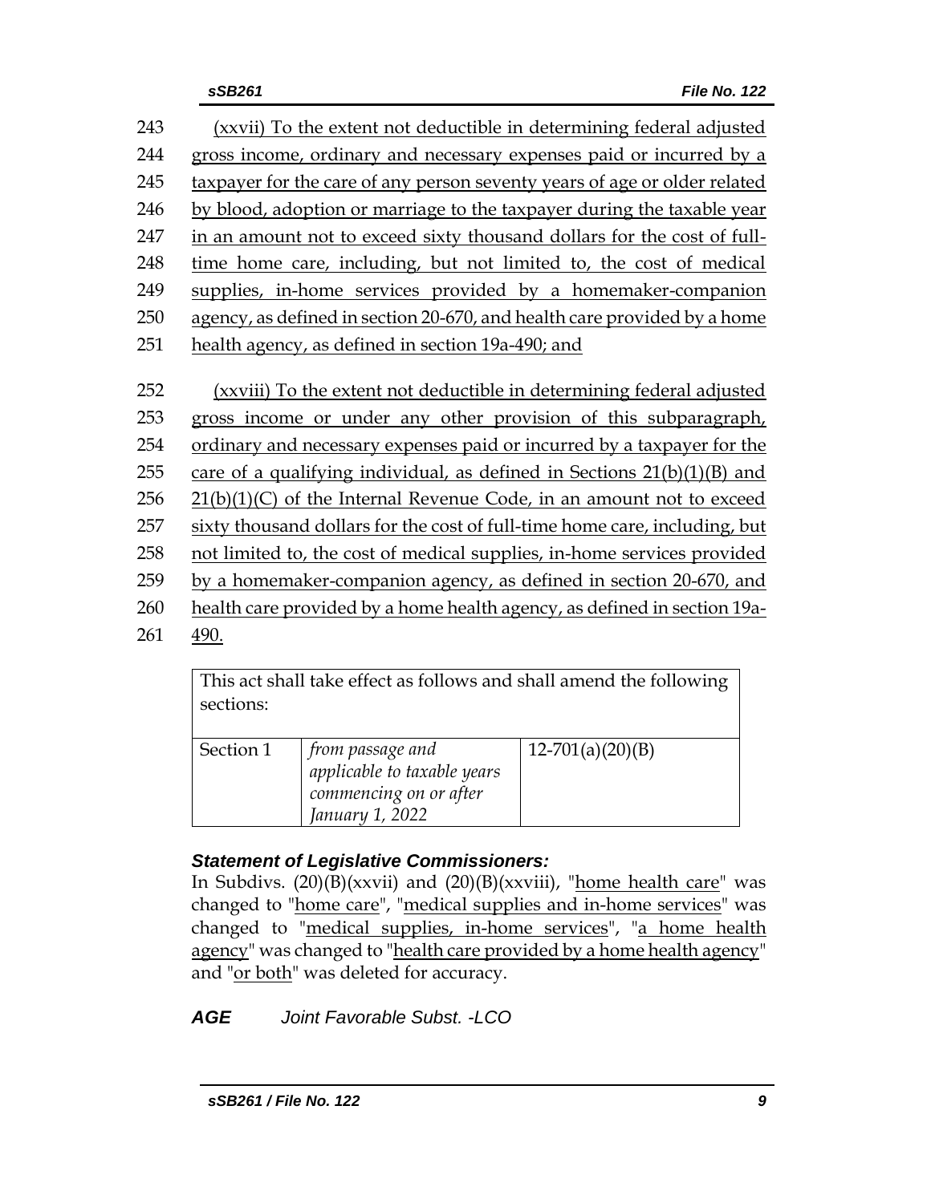243 (xxvii) To the extent not deductible in determining federal adjusted
244 gross income, ordinary and necessary expenses paid or incurred by a
245 taxpayer for the care of any person seventy years of age or older related
246 by blood, adoption or marriage to the taxpayer during the taxable year
247 in an amount not to exceed sixty thousand dollars for the cost of full-
248 time home care, including, but not limited to, the cost of medical
249 supplies, in-home services provided by a homemaker-companion
250 agency, as defined in section 20-670, and health care provided by a home
251 health agency, as defined in section 19a-490; and

252 (xxviii) To the extent not deductible in determining federal adjusted
253 gross income or under any other provision of this subparagraph,
254 ordinary and necessary expenses paid or incurred by a taxpayer for the
255 care of a qualifying individual, as defined in Sections 21(b)(1)(B) and
256 21(b)(1)(C) of the Internal Revenue Code, in an amount not to exceed
257 sixty thousand dollars for the cost of full-time home care, including, but
258 not limited to, the cost of medical supplies, in-home services provided
259 by a homemaker-companion agency, as defined in section 20-670, and
260 health care provided by a home health agency, as defined in section 19a-
261 490.

| This act shall take effect as follows and shall amend the following sections: | | |
|---|---|---|
| Section 1 | *from passage and applicable to taxable years commencing on or after January 1, 2022* | 12-701(a)(20)(B) |

### *Statement of Legislative Commissioners:*

In Subdivs. (20)(B)(xxvii) and (20)(B)(xxviii), "home health care" was changed to "home care", "medical supplies and in-home services" was changed to "medical supplies, in-home services", "a home health agency" was changed to "health care provided by a home health agency" and "or both" was deleted for accuracy.

***AGE*** *Joint Favorable Subst. -LCO*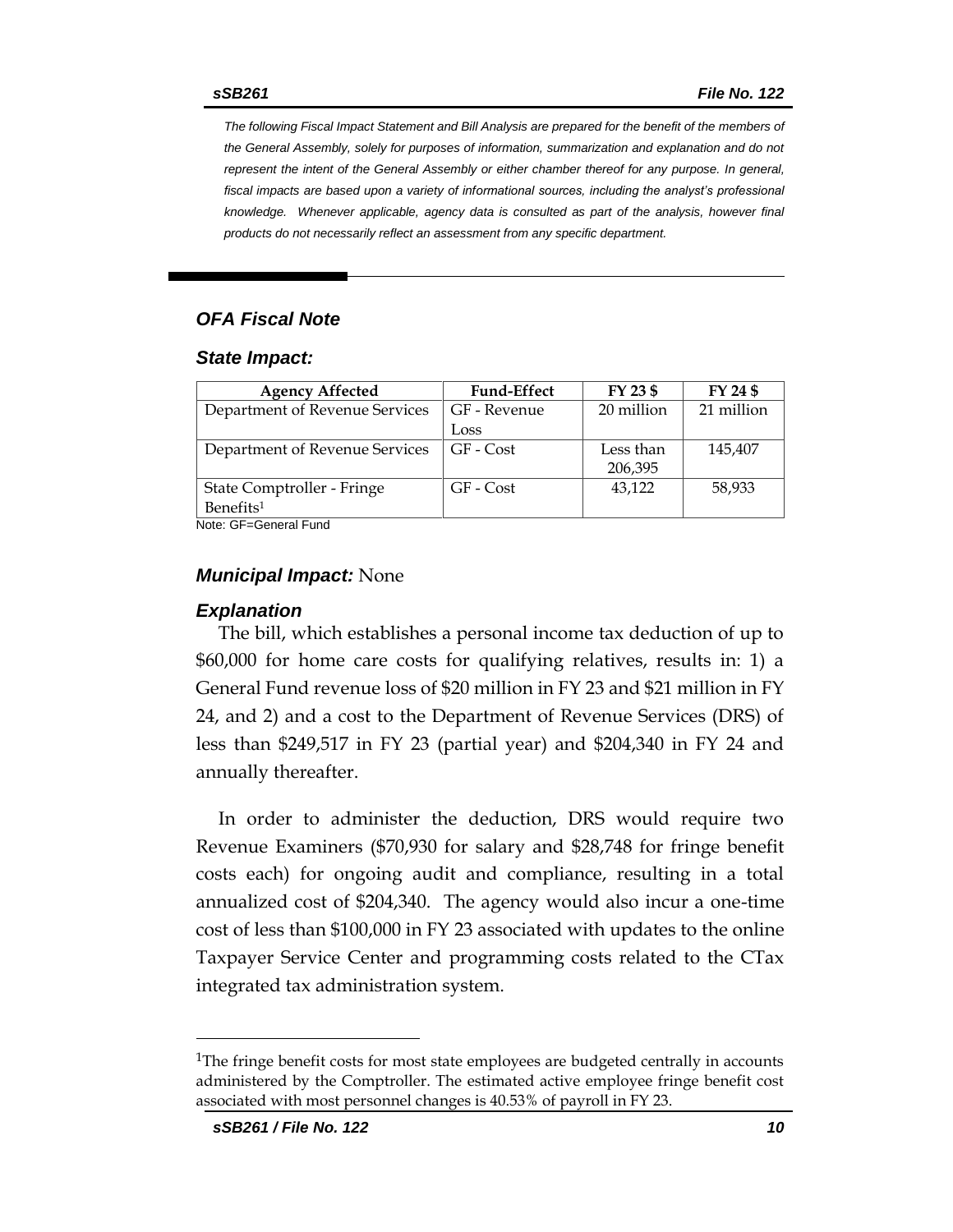*The following Fiscal Impact Statement and Bill Analysis are prepared for the benefit of the members of the General Assembly, solely for purposes of information, summarization and explanation and do not represent the intent of the General Assembly or either chamber thereof for any purpose. In general, fiscal impacts are based upon a variety of informational sources, including the analyst's professional knowledge. Whenever applicable, agency data is consulted as part of the analysis, however final products do not necessarily reflect an assessment from any specific department.*

## *OFA Fiscal Note*

### *State Impact:*

| Agency Affected | Fund-Effect | FY 23 $ | FY 24 $ |
|---|---|---|---|
| Department of Revenue Services | GF - Revenue Loss | 20 million | 21 million |
| Department of Revenue Services | GF - Cost | Less than 206,395 | 145,407 |
| State Comptroller - Fringe Benefits[1] | GF - Cost | 43,122 | 58,933 |

Note: GF=General Fund

### *Municipal Impact:* None

### *Explanation*

The bill, which establishes a personal income tax deduction of up to $60,000 for home care costs for qualifying relatives, results in: 1) a General Fund revenue loss of $20 million in FY 23 and $21 million in FY 24, and 2) and a cost to the Department of Revenue Services (DRS) of less than $249,517 in FY 23 (partial year) and $204,340 in FY 24 and annually thereafter.

In order to administer the deduction, DRS would require two Revenue Examiners ($70,930 for salary and $28,748 for fringe benefit costs each) for ongoing audit and compliance, resulting in a total annualized cost of $204,340. The agency would also incur a one-time cost of less than $100,000 in FY 23 associated with updates to the online Taxpayer Service Center and programming costs related to the CTax integrated tax administration system.

---

[1]The fringe benefit costs for most state employees are budgeted centrally in accounts administered by the Comptroller. The estimated active employee fringe benefit cost associated with most personnel changes is 40.53% of payroll in FY 23.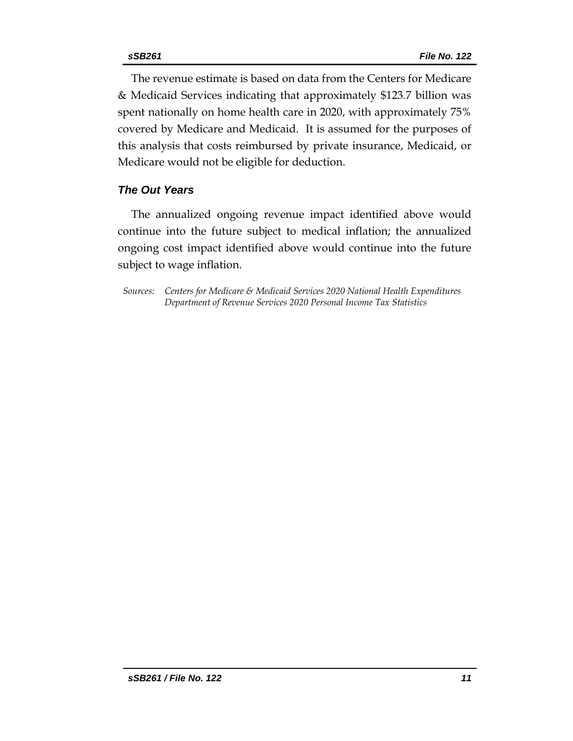The revenue estimate is based on data from the Centers for Medicare & Medicaid Services indicating that approximately $123.7 billion was spent nationally on home health care in 2020, with approximately 75% covered by Medicare and Medicaid. It is assumed for the purposes of this analysis that costs reimbursed by private insurance, Medicaid, or Medicare would not be eligible for deduction.

### *The Out Years*

The annualized ongoing revenue impact identified above would continue into the future subject to medical inflation; the annualized ongoing cost impact identified above would continue into the future subject to wage inflation.

*Sources: Centers for Medicare & Medicaid Services 2020 National Health Expenditures*
*Department of Revenue Services 2020 Personal Income Tax Statistics*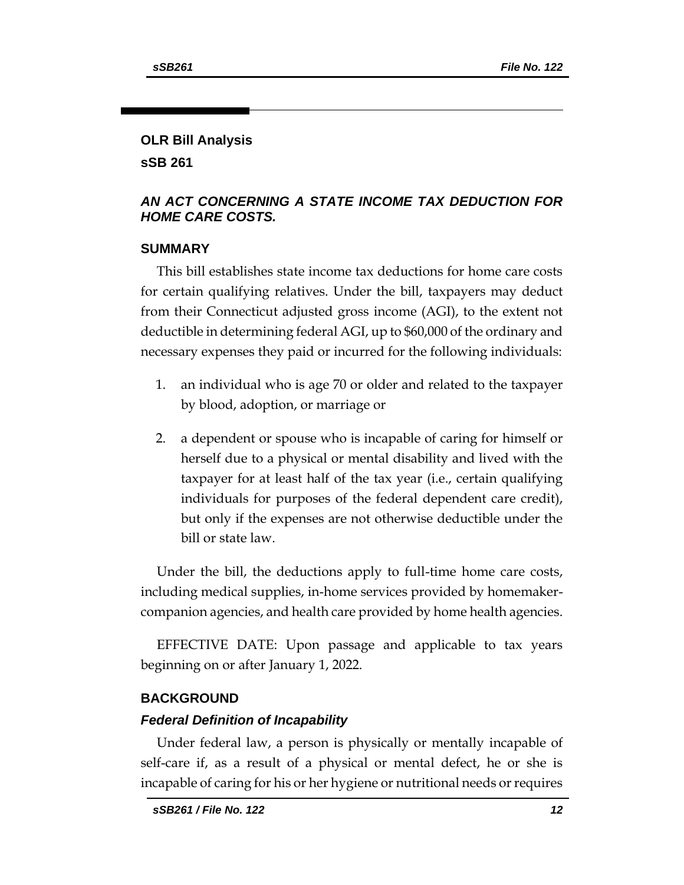## OLR Bill Analysis

## sSB 261

### *AN ACT CONCERNING A STATE INCOME TAX DEDUCTION FOR HOME CARE COSTS.*

### SUMMARY

This bill establishes state income tax deductions for home care costs for certain qualifying relatives. Under the bill, taxpayers may deduct from their Connecticut adjusted gross income (AGI), to the extent not deductible in determining federal AGI, up to $60,000 of the ordinary and necessary expenses they paid or incurred for the following individuals:

1. an individual who is age 70 or older and related to the taxpayer by blood, adoption, or marriage or

2. a dependent or spouse who is incapable of caring for himself or herself due to a physical or mental disability and lived with the taxpayer for at least half of the tax year (i.e., certain qualifying individuals for purposes of the federal dependent care credit), but only if the expenses are not otherwise deductible under the bill or state law.

Under the bill, the deductions apply to full-time home care costs, including medical supplies, in-home services provided by homemaker-companion agencies, and health care provided by home health agencies.

EFFECTIVE DATE: Upon passage and applicable to tax years beginning on or after January 1, 2022.

### BACKGROUND

#### *Federal Definition of Incapability*

Under federal law, a person is physically or mentally incapable of self-care if, as a result of a physical or mental defect, he or she is incapable of caring for his or her hygiene or nutritional needs or requires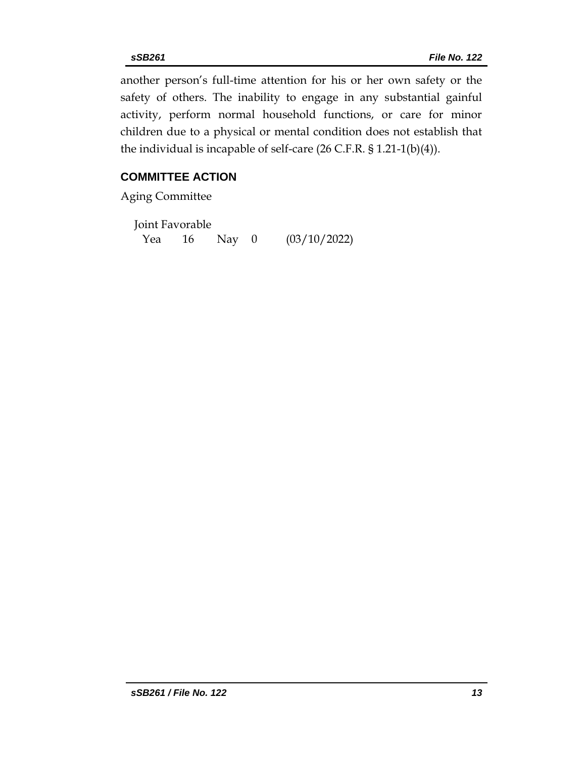another person's full-time attention for his or her own safety or the safety of others. The inability to engage in any substantial gainful activity, perform normal household functions, or care for minor children due to a physical or mental condition does not establish that the individual is incapable of self-care (26 C.F.R. § 1.21-1(b)(4)).

## COMMITTEE ACTION

Aging Committee

Joint Favorable
Yea 16 Nay 0 (03/10/2022)